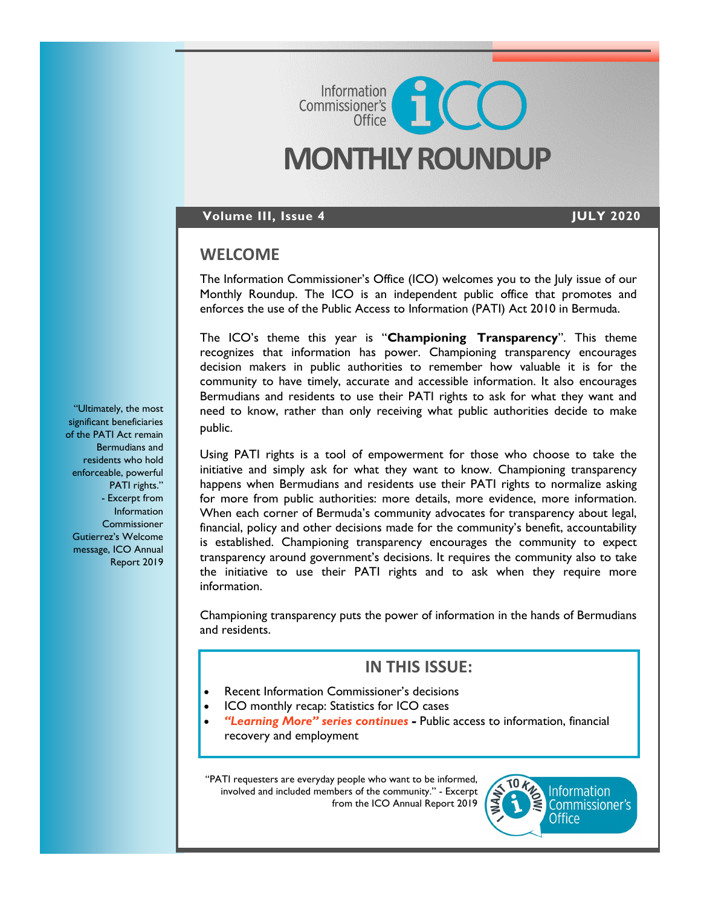# Information Commissioner's Office (ICO)

# MONTHLY ROUNDUP

**Volume III, Issue 4** | **JULY 2020**

## WELCOME

The Information Commissioner's Office (ICO) welcomes you to the July issue of our Monthly Roundup. The ICO is an independent public office that promotes and enforces the use of the Public Access to Information (PATI) Act 2010 in Bermuda.

The ICO's theme this year is "**Championing Transparency**". This theme recognizes that information has power. Championing transparency encourages decision makers in public authorities to remember how valuable it is for the community to have timely, accurate and accessible information. It also encourages Bermudians and residents to use their PATI rights to ask for what they want and need to know, rather than only receiving what public authorities decide to make public.

Using PATI rights is a tool of empowerment for those who choose to take the initiative and simply ask for what they want to know. Championing transparency happens when Bermudians and residents use their PATI rights to normalize asking for more from public authorities: more details, more evidence, more information. When each corner of Bermuda's community advocates for transparency about legal, financial, policy and other decisions made for the community's benefit, accountability is established. Championing transparency encourages the community to expect transparency around government's decisions. It requires the community also to take the initiative to use their PATI rights and to ask when they require more information.

Championing transparency puts the power of information in the hands of Bermudians and residents.

"Ultimately, the most significant beneficiaries of the PATI Act remain Bermudians and residents who hold enforceable, powerful PATI rights." - Excerpt from Information Commissioner Gutierrez's Welcome message, ICO Annual Report 2019

## IN THIS ISSUE:

- Recent Information Commissioner's decisions
- ICO monthly recap: Statistics for ICO cases
- ***"Learning More" series continues*** **-** Public access to information, financial recovery and employment

"PATI requesters are everyday people who want to be informed, involved and included members of the community." - Excerpt from the ICO Annual Report 2019

I WANT TO KNOW! Information Commissioner's Office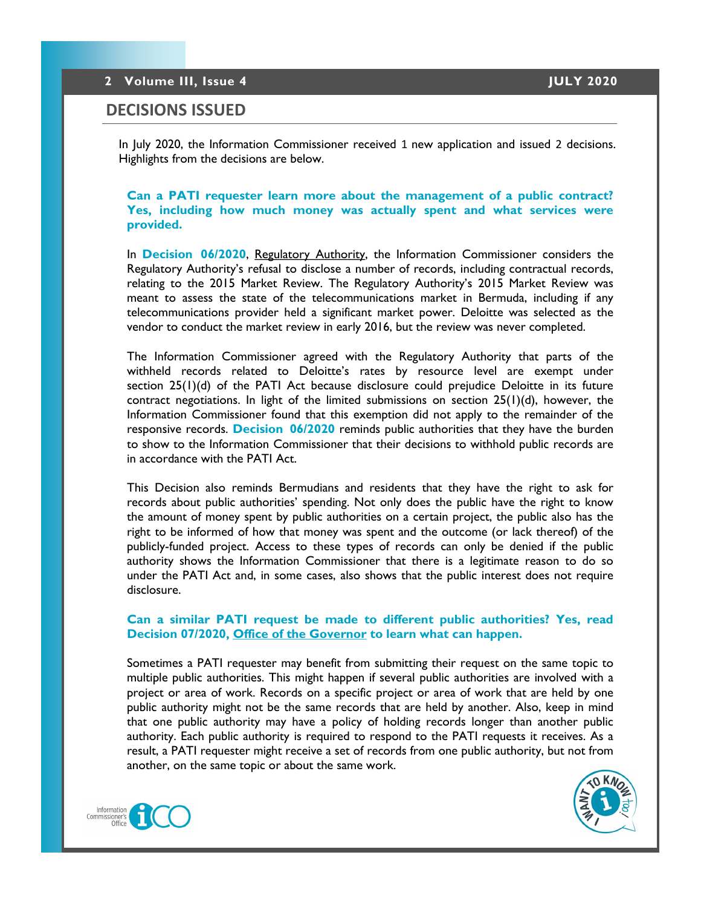## DECISIONS ISSUED

In July 2020, the Information Commissioner received 1 new application and issued 2 decisions. Highlights from the decisions are below.

### Can a PATI requester learn more about the management of a public contract? Yes, including how much money was actually spent and what services were provided.

In **Decision 06/2020**, Regulatory Authority, the Information Commissioner considers the Regulatory Authority's refusal to disclose a number of records, including contractual records, relating to the 2015 Market Review. The Regulatory Authority's 2015 Market Review was meant to assess the state of the telecommunications market in Bermuda, including if any telecommunications provider held a significant market power. Deloitte was selected as the vendor to conduct the market review in early 2016, but the review was never completed.

The Information Commissioner agreed with the Regulatory Authority that parts of the withheld records related to Deloitte's rates by resource level are exempt under section 25(1)(d) of the PATI Act because disclosure could prejudice Deloitte in its future contract negotiations. In light of the limited submissions on section 25(1)(d), however, the Information Commissioner found that this exemption did not apply to the remainder of the responsive records. **Decision 06/2020** reminds public authorities that they have the burden to show to the Information Commissioner that their decisions to withhold public records are in accordance with the PATI Act.

This Decision also reminds Bermudians and residents that they have the right to ask for records about public authorities' spending. Not only does the public have the right to know the amount of money spent by public authorities on a certain project, the public also has the right to be informed of how that money was spent and the outcome (or lack thereof) of the publicly-funded project. Access to these types of records can only be denied if the public authority shows the Information Commissioner that there is a legitimate reason to do so under the PATI Act and, in some cases, also shows that the public interest does not require disclosure.

### Can a similar PATI request be made to different public authorities? Yes, read Decision 07/2020, Office of the Governor to learn what can happen.

Sometimes a PATI requester may benefit from submitting their request on the same topic to multiple public authorities. This might happen if several public authorities are involved with a project or area of work. Records on a specific project or area of work that are held by one public authority might not be the same records that are held by another. Also, keep in mind that one public authority may have a policy of holding records longer than another public authority. Each public authority is required to respond to the PATI requests it receives. As a result, a PATI requester might receive a set of records from one public authority, but not from another, on the same topic or about the same work.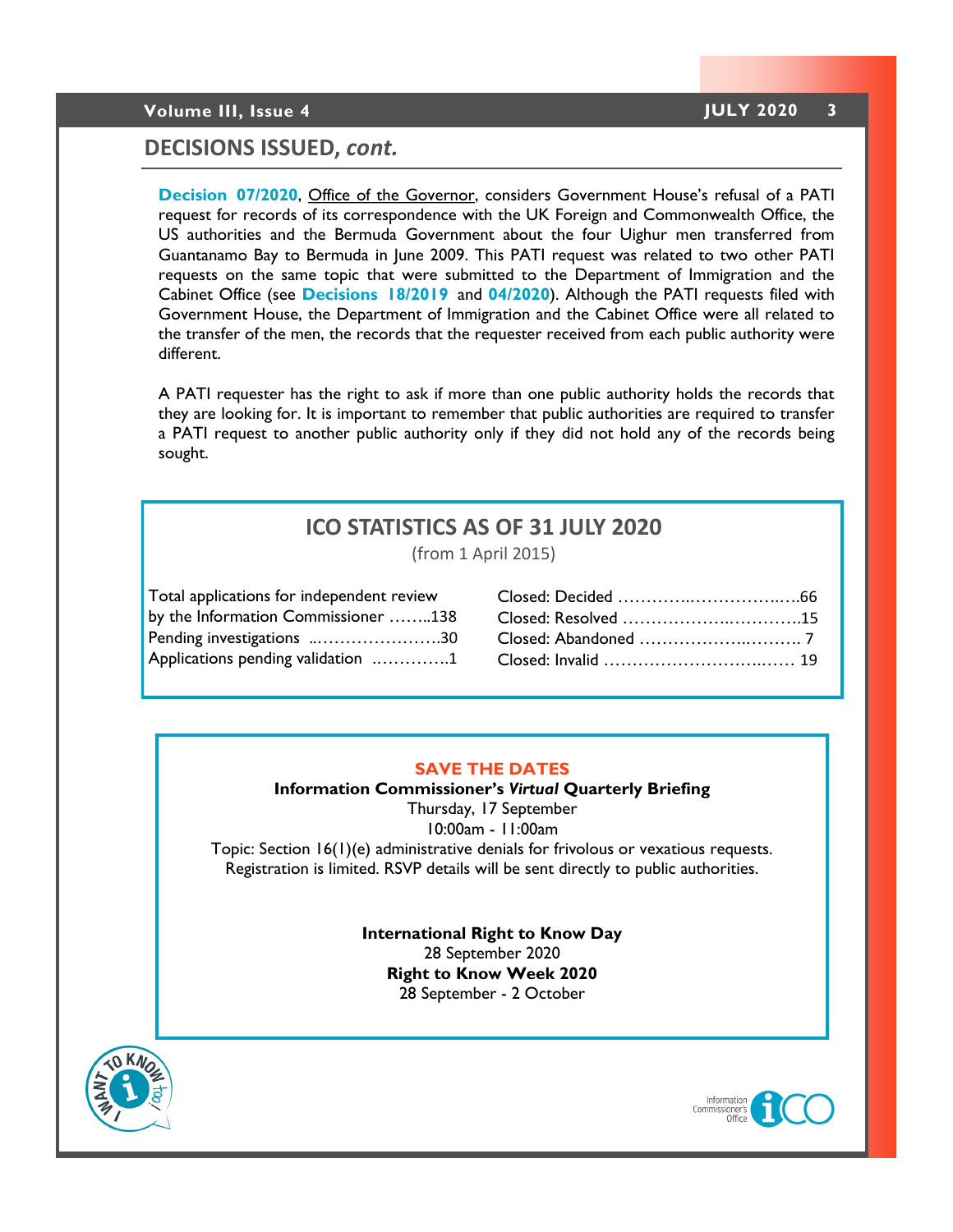## DECISIONS ISSUED, *cont.*

**Decision 07/2020**, Office of the Governor, considers Government House's refusal of a PATI request for records of its correspondence with the UK Foreign and Commonwealth Office, the US authorities and the Bermuda Government about the four Uighur men transferred from Guantanamo Bay to Bermuda in June 2009. This PATI request was related to two other PATI requests on the same topic that were submitted to the Department of Immigration and the Cabinet Office (see **Decisions 18/2019** and **04/2020**). Although the PATI requests filed with Government House, the Department of Immigration and the Cabinet Office were all related to the transfer of the men, the records that the requester received from each public authority were different.

A PATI requester has the right to ask if more than one public authority holds the records that they are looking for. It is important to remember that public authorities are required to transfer a PATI request to another public authority only if they did not hold any of the records being sought.

### ICO STATISTICS AS OF 31 JULY 2020

(from 1 April 2015)

Total applications for independent review by the Information Commissioner ……..138
Pending investigations ..………………….30
Applications pending validation ..………….1

Closed: Decided …………..……………..….66
Closed: Resolved ……………….………….15
Closed: Abandoned ……………..………. 7
Closed: Invalid ……………………….….… 19

**SAVE THE DATES**

**Information Commissioner's *Virtual* Quarterly Briefing**
Thursday, 17 September
10:00am - 11:00am
Topic: Section 16(1)(e) administrative denials for frivolous or vexatious requests.
Registration is limited. RSVP details will be sent directly to public authorities.

**International Right to Know Day**
28 September 2020
**Right to Know Week 2020**
28 September - 2 October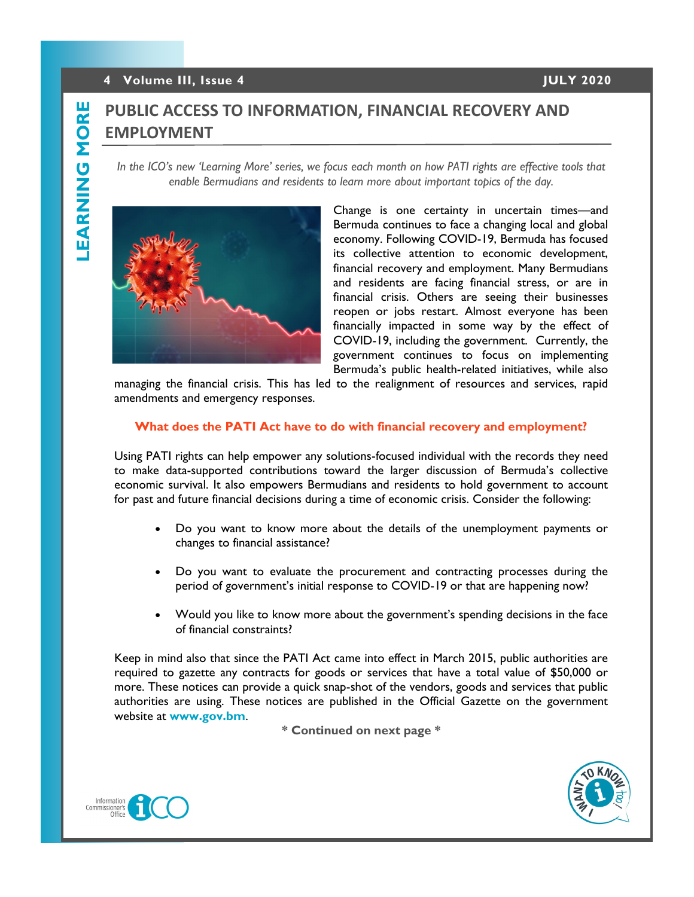# PUBLIC ACCESS TO INFORMATION, FINANCIAL RECOVERY AND EMPLOYMENT

*In the ICO's new 'Learning More' series, we focus each month on how PATI rights are effective tools that enable Bermudians and residents to learn more about important topics of the day.*

Change is one certainty in uncertain times—and Bermuda continues to face a changing local and global economy. Following COVID-19, Bermuda has focused its collective attention to economic development, financial recovery and employment. Many Bermudians and residents are facing financial stress, or are in financial crisis. Others are seeing their businesses reopen or jobs restart. Almost everyone has been financially impacted in some way by the effect of COVID-19, including the government. Currently, the government continues to focus on implementing Bermuda's public health-related initiatives, while also managing the financial crisis. This has led to the realignment of resources and services, rapid amendments and emergency responses.

### What does the PATI Act have to do with financial recovery and employment?

Using PATI rights can help empower any solutions-focused individual with the records they need to make data-supported contributions toward the larger discussion of Bermuda's collective economic survival. It also empowers Bermudians and residents to hold government to account for past and future financial decisions during a time of economic crisis. Consider the following:

- Do you want to know more about the details of the unemployment payments or changes to financial assistance?
- Do you want to evaluate the procurement and contracting processes during the period of government's initial response to COVID-19 or that are happening now?
- Would you like to know more about the government's spending decisions in the face of financial constraints?

Keep in mind also that since the PATI Act came into effect in March 2015, public authorities are required to gazette any contracts for goods or services that have a total value of $50,000 or more. These notices can provide a quick snap-shot of the vendors, goods and services that public authorities are using. These notices are published in the Official Gazette on the government website at **www.gov.bm**.

**\* Continued on next page \***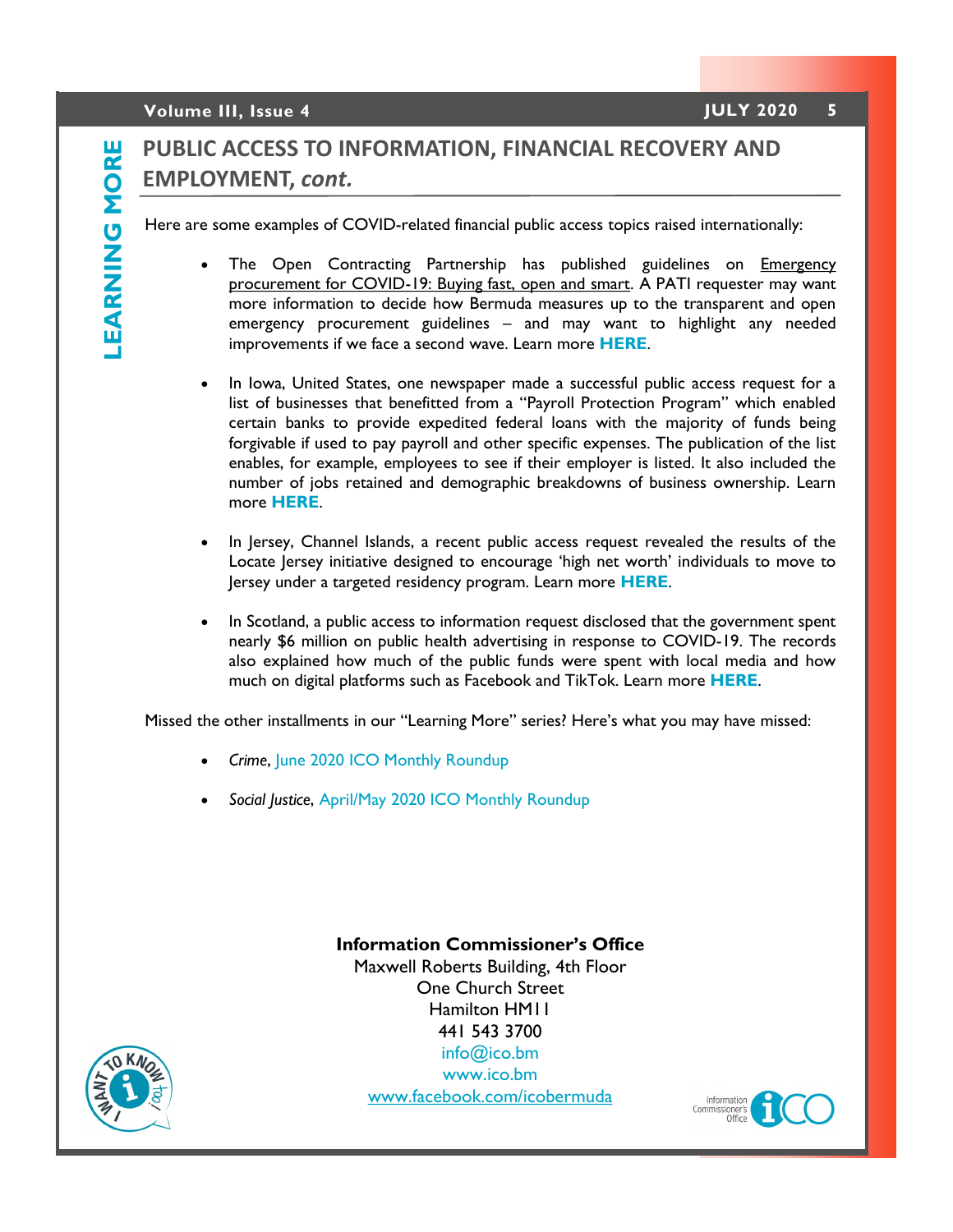## PUBLIC ACCESS TO INFORMATION, FINANCIAL RECOVERY AND EMPLOYMENT, *cont.*

Here are some examples of COVID-related financial public access topics raised internationally:

- The Open Contracting Partnership has published guidelines on Emergency procurement for COVID-19: Buying fast, open and smart. A PATI requester may want more information to decide how Bermuda measures up to the transparent and open emergency procurement guidelines – and may want to highlight any needed improvements if we face a second wave. Learn more **HERE**.

- In Iowa, United States, one newspaper made a successful public access request for a list of businesses that benefitted from a "Payroll Protection Program" which enabled certain banks to provide expedited federal loans with the majority of funds being forgivable if used to pay payroll and other specific expenses. The publication of the list enables, for example, employees to see if their employer is listed. It also included the number of jobs retained and demographic breakdowns of business ownership. Learn more **HERE**.

- In Jersey, Channel Islands, a recent public access request revealed the results of the Locate Jersey initiative designed to encourage 'high net worth' individuals to move to Jersey under a targeted residency program. Learn more **HERE**.

- In Scotland, a public access to information request disclosed that the government spent nearly $6 million on public health advertising in response to COVID-19. The records also explained how much of the public funds were spent with local media and how much on digital platforms such as Facebook and TikTok. Learn more **HERE**.

Missed the other installments in our "Learning More" series? Here's what you may have missed:

- *Crime*, June 2020 ICO Monthly Roundup
- *Social Justice*, April/May 2020 ICO Monthly Roundup

**Information Commissioner's Office**
Maxwell Roberts Building, 4th Floor
One Church Street
Hamilton HM11
441 543 3700
info@ico.bm
www.ico.bm
www.facebook.com/icobermuda